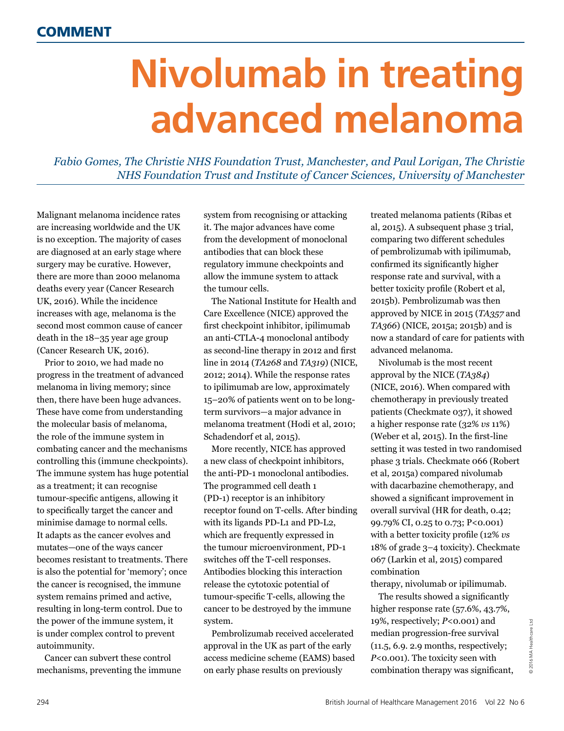COMMENT

# Nivolumab in treating advanced melanoma

*Fabio Gomes, The Christie NHS Foundation Trust, Manchester, and Paul Lorigan, The Christie NHS Foundation Trust and Institute of Cancer Sciences, University of Manchester*

Malignant melanoma incidence rates are increasing worldwide and the UK is no exception. The majority of cases are diagnosed at an early stage where surgery may be curative. However, there are more than 2000 melanoma deaths every year (Cancer Research UK, 2016). While the incidence increases with age, melanoma is the second most common cause of cancer death in the 18–35 year age group (Cancer Research UK, 2016).

Prior to 2010, we had made no progress in the treatment of advanced melanoma in living memory; since then, there have been huge advances. These have come from understanding the molecular basis of melanoma, the role of the immune system in combating cancer and the mechanisms controlling this (immune checkpoints). The immune system has huge potential as a treatment; it can recognise tumour-specific antigens, allowing it to specifically target the cancer and minimise damage to normal cells. It adapts as the cancer evolves and mutates—one of the ways cancer becomes resistant to treatments. There is also the potential for 'memory'; once the cancer is recognised, the immune system remains primed and active, resulting in long-term control. Due to the power of the immune system, it is under complex control to prevent autoimmunity.

Cancer can subvert these control mechanisms, preventing the immune system from recognising or attacking it. The major advances have come from the development of monoclonal antibodies that can block these regulatory immune checkpoints and allow the immune system to attack the tumour cells.

The National Institute for Health and Care Excellence (NICE) approved the first checkpoint inhibitor, ipilimumab an anti-CTLA-4 monoclonal antibody as second-line therapy in 2012 and first line in 2014 (*TA268* and *TA319*) (NICE, 2012; 2014). While the response rates to ipilimumab are low, approximately 15–20% of patients went on to be long-term survivors—a major advance in melanoma treatment (Hodi et al, 2010; Schadendorf et al, 2015).

More recently, NICE has approved a new class of checkpoint inhibitors, the anti-PD-1 monoclonal antibodies. The programmed cell death 1 (PD-1) receptor is an inhibitory receptor found on T-cells. After binding with its ligands PD-L1 and PD-L2, which are frequently expressed in the tumour microenvironment, PD-1 switches off the T-cell responses. Antibodies blocking this interaction release the cytotoxic potential of tumour-specific T-cells, allowing the cancer to be destroyed by the immune system.

Pembrolizumab received accelerated approval in the UK as part of the early access medicine scheme (EAMS) based on early phase results on previously treated melanoma patients (Ribas et al, 2015). A subsequent phase 3 trial, comparing two different schedules of pembrolizumab with ipilimumab, confirmed its significantly higher response rate and survival, with a better toxicity profile (Robert et al, 2015b). Pembrolizumab was then approved by NICE in 2015 (*TA357* and *TA366*) (NICE, 2015a; 2015b) and is now a standard of care for patients with advanced melanoma.

Nivolumab is the most recent approval by the NICE (*TA384*) (NICE, 2016). When compared with chemotherapy in previously treated patients (Checkmate 037), it showed a higher response rate (32% *vs* 11%) (Weber et al, 2015). In the first-line setting it was tested in two randomised phase 3 trials. Checkmate 066 (Robert et al, 2015a) compared nivolumab with dacarbazine chemotherapy, and showed a significant improvement in overall survival (HR for death, 0.42; 99.79% CI, 0.25 to 0.73; P<0.001) with a better toxicity profile (12% *vs* 18% of grade 3–4 toxicity). Checkmate 067 (Larkin et al, 2015) compared combination therapy, nivolumab or ipilimumab.

The results showed a significantly higher response rate (57.6%, 43.7%, 19%, respectively; *P*<0.001) and median progression-free survival (11.5, 6.9. 2.9 months, respectively; *P*<0.001). The toxicity seen with combination therapy was significant,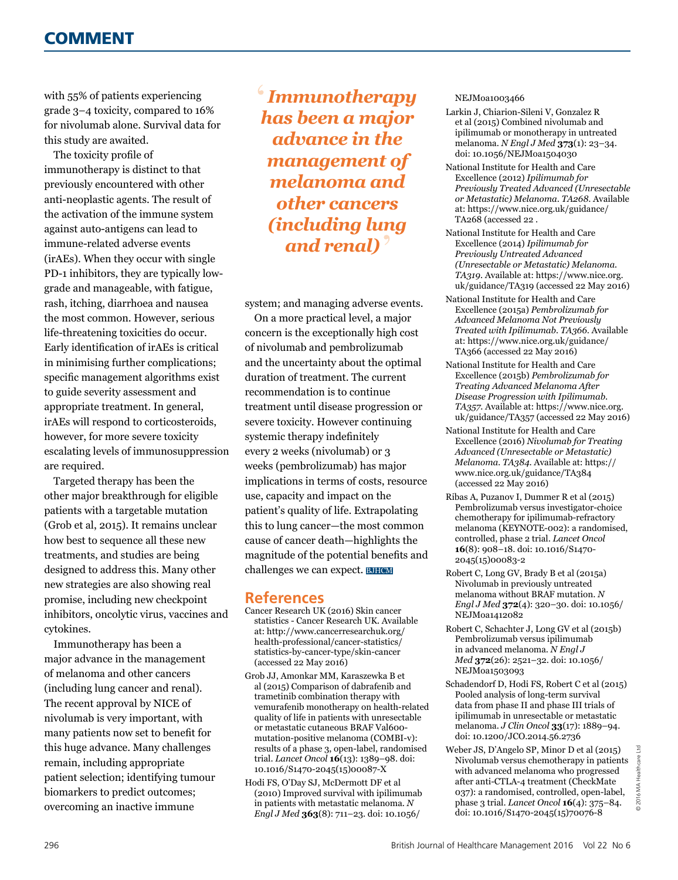with 55% of patients experiencing grade 3–4 toxicity, compared to 16% for nivolumab alone. Survival data for this study are awaited.

The toxicity profile of immunotherapy is distinct to that previously encountered with other anti-neoplastic agents. The result of the activation of the immune system against auto-antigens can lead to immune-related adverse events (irAEs). When they occur with single PD-1 inhibitors, they are typically low-grade and manageable, with fatigue, rash, itching, diarrhoea and nausea the most common. However, serious life-threatening toxicities do occur. Early identification of irAEs is critical in minimising further complications; specific management algorithms exist to guide severity assessment and appropriate treatment. In general, irAEs will respond to corticosteroids, however, for more severe toxicity escalating levels of immunosuppression are required.

Targeted therapy has been the other major breakthrough for eligible patients with a targetable mutation (Grob et al, 2015). It remains unclear how best to sequence all these new treatments, and studies are being designed to address this. Many other new strategies are also showing real promise, including new checkpoint inhibitors, oncolytic virus, vaccines and cytokines.

Immunotherapy has been a major advance in the management of melanoma and other cancers (including lung cancer and renal). The recent approval by NICE of nivolumab is very important, with many patients now set to benefit for this huge advance. Many challenges remain, including appropriate patient selection; identifying tumour biomarkers to predict outcomes; overcoming an inactive immune system; and managing adverse events.

> ***'Immunotherapy has been a major advance in the management of melanoma and other cancers (including lung and renal)'***

On a more practical level, a major concern is the exceptionally high cost of nivolumab and pembrolizumab and the uncertainty about the optimal duration of treatment. The current recommendation is to continue treatment until disease progression or severe toxicity. However continuing systemic therapy indefinitely every 2 weeks (nivolumab) or 3 weeks (pembrolizumab) has major implications in terms of costs, resource use, capacity and impact on the patient's quality of life. Extrapolating this to lung cancer—the most common cause of cancer death—highlights the magnitude of the potential benefits and challenges we can expect. BJHCM

## References

Cancer Research UK (2016) Skin cancer statistics - Cancer Research UK. Available at: http://www.cancerresearchuk.org/health-professional/cancer-statistics/statistics-by-cancer-type/skin-cancer (accessed 22 May 2016)

Grob JJ, Amonkar MM, Karaszewka B et al (2015) Comparison of dabrafenib and trametinib combination therapy with vemurafenib monotherapy on health-related quality of life in patients with unresectable or metastatic cutaneous BRAF Val600-mutation-positive melanoma (COMBI-v): results of a phase 3, open-label, randomised trial. *Lancet Oncol* **16**(13): 1389–98. doi: 10.1016/S1470-2045(15)00087-X

Hodi FS, O'Day SJ, McDermott DF et al (2010) Improved survival with ipilimumab in patients with metastatic melanoma. *N Engl J Med* **363**(8): 711–23. doi: 10.1056/NEJMoa1003466

Larkin J, Chiarion-Sileni V, Gonzalez R et al (2015) Combined nivolumab and ipilimumab or monotherapy in untreated melanoma. *N Engl J Med* **373**(1): 23–34. doi: 10.1056/NEJMoa1504030

National Institute for Health and Care Excellence (2012) *Ipilimumab for Previously Treated Advanced (Unresectable or Metastatic) Melanoma. TA268*. Available at: https://www.nice.org.uk/guidance/TA268 (accessed 22 .

National Institute for Health and Care Excellence (2014) *Ipilimumab for Previously Untreated Advanced (Unresectable or Metastatic) Melanoma. TA319*. Available at: https://www.nice.org.uk/guidance/TA319 (accessed 22 May 2016)

National Institute for Health and Care Excellence (2015a) *Pembrolizumab for Advanced Melanoma Not Previously Treated with Ipilimumab. TA366*. Available at: https://www.nice.org.uk/guidance/TA366 (accessed 22 May 2016)

National Institute for Health and Care Excellence (2015b) *Pembrolizumab for Treating Advanced Melanoma After Disease Progression with Ipilimumab. TA357*. Available at: https://www.nice.org.uk/guidance/TA357 (accessed 22 May 2016)

National Institute for Health and Care Excellence (2016) *Nivolumab for Treating Advanced (Unresectable or Metastatic) Melanoma. TA384*. Available at: https://www.nice.org.uk/guidance/TA384 (accessed 22 May 2016)

Ribas A, Puzanov I, Dummer R et al (2015) Pembrolizumab versus investigator-choice chemotherapy for ipilimumab-refractory melanoma (KEYNOTE-002): a randomised, controlled, phase 2 trial. *Lancet Oncol* **16**(8): 908–18. doi: 10.1016/S1470-2045(15)00083-2

Robert C, Long GV, Brady B et al (2015a) Nivolumab in previously untreated melanoma without BRAF mutation. *N Engl J Med* **372**(4): 320–30. doi: 10.1056/NEJMoa1412082

Robert C, Schachter J, Long GV et al (2015b) Pembrolizumab versus ipilimumab in advanced melanoma. *N Engl J Med* **372**(26): 2521–32. doi: 10.1056/NEJMoa1503093

Schadendorf D, Hodi FS, Robert C et al (2015) Pooled analysis of long-term survival data from phase II and phase III trials of ipilimumab in unresectable or metastatic melanoma. *J Clin Oncol* **33**(17): 1889–94. doi: 10.1200/JCO.2014.56.2736

Weber JS, D'Angelo SP, Minor D et al (2015) Nivolumab versus chemotherapy in patients with advanced melanoma who progressed after anti-CTLA-4 treatment (CheckMate 037): a randomised, controlled, open-label, phase 3 trial. *Lancet Oncol* **16**(4): 375–84. doi: 10.1016/S1470-2045(15)70076-8